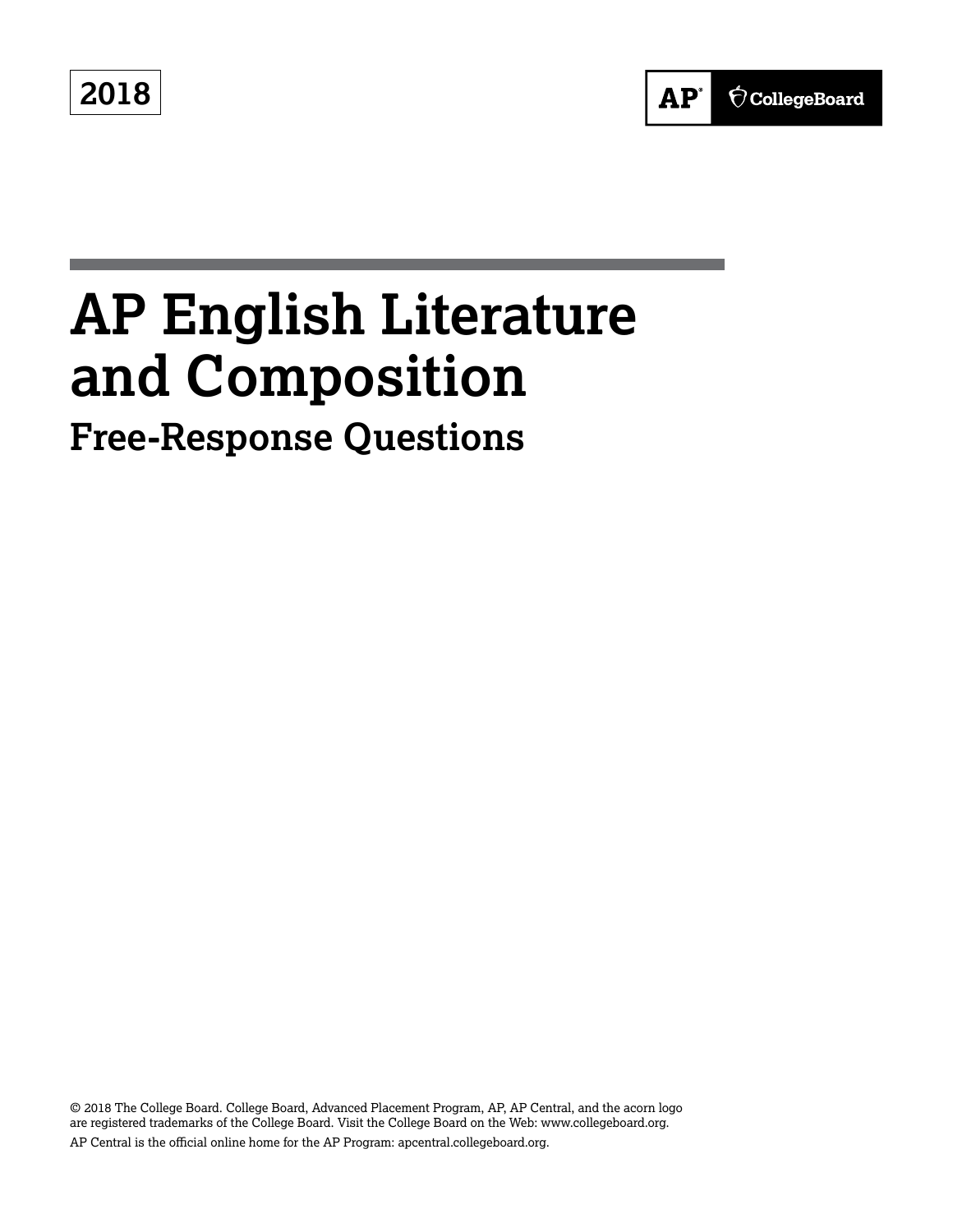2018

AP® CollegeBoard

# AP English Literature and Composition

## Free-Response Questions

© 2018 The College Board. College Board, Advanced Placement Program, AP, AP Central, and the acorn logo are registered trademarks of the College Board. Visit the College Board on the Web: www.collegeboard.org.

AP Central is the official online home for the AP Program: apcentral.collegeboard.org.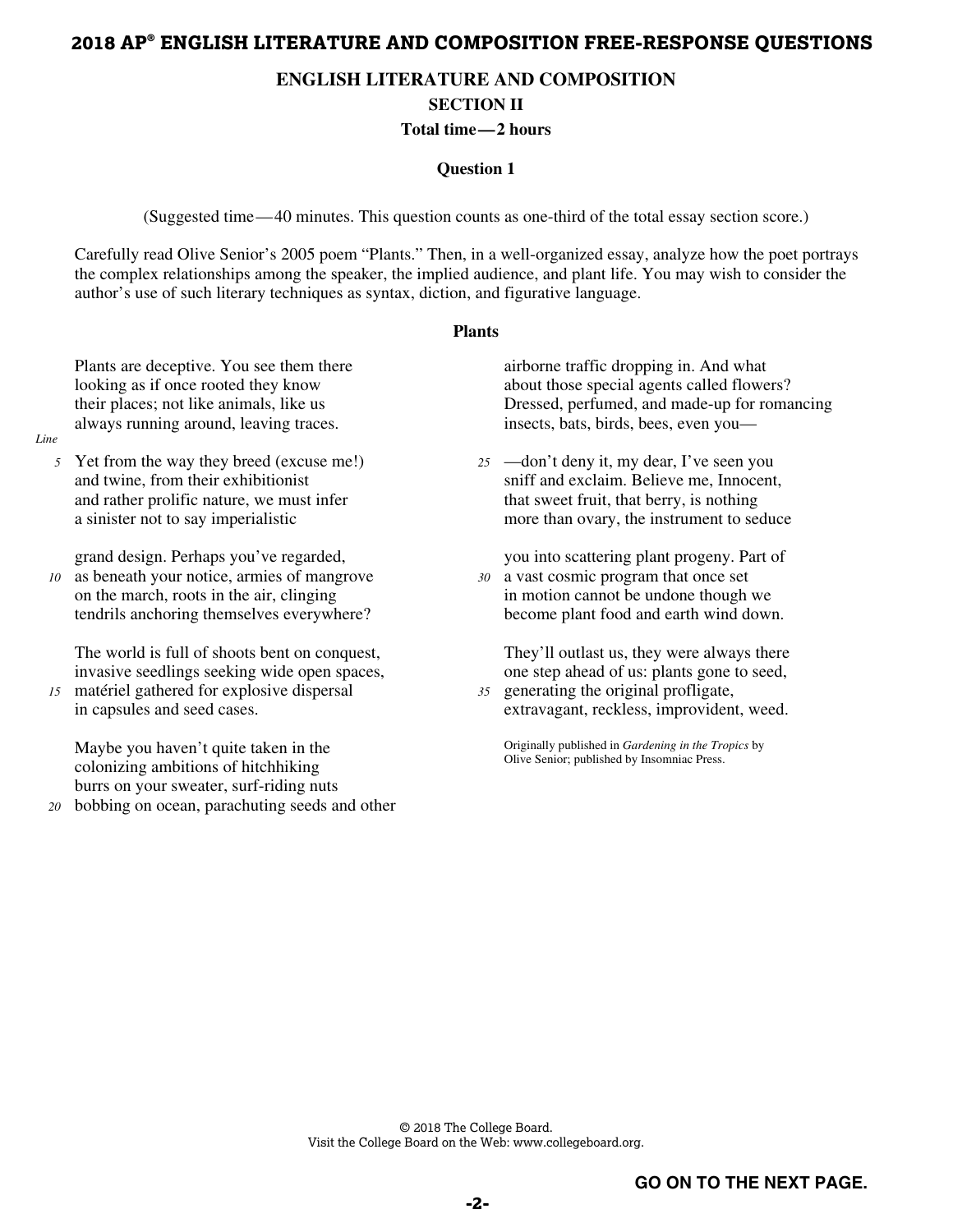## 2018 AP® ENGLISH LITERATURE AND COMPOSITION FREE-RESPONSE QUESTIONS

### ENGLISH LITERATURE AND COMPOSITION
### SECTION II
### Total time—2 hours

### Question 1

(Suggested time—40 minutes. This question counts as one-third of the total essay section score.)

Carefully read Olive Senior's 2005 poem "Plants." Then, in a well-organized essay, analyze how the poet portrays the complex relationships among the speaker, the implied audience, and plant life. You may wish to consider the author's use of such literary techniques as syntax, diction, and figurative language.

**Plants**

Plants are deceptive. You see them there  
looking as if once rooted they know  
their places; not like animals, like us  
always running around, leaving traces.

Yet from the way they breed (excuse me!)  (5)  
and twine, from their exhibitionist  
and rather prolific nature, we must infer  
a sinister not to say imperialistic

grand design. Perhaps you've regarded,  
as beneath your notice, armies of mangrove  (10)  
on the march, roots in the air, clinging  
tendrils anchoring themselves everywhere?

The world is full of shoots bent on conquest,  
invasive seedlings seeking wide open spaces,  
matériel gathered for explosive dispersal  (15)  
in capsules and seed cases.

Maybe you haven't quite taken in the  
colonizing ambitions of hitchhiking  
burrs on your sweater, surf-riding nuts  
bobbing on ocean, parachuting seeds and other  (20)

airborne traffic dropping in. And what  
about those special agents called flowers?  
Dressed, perfumed, and made-up for romancing  
insects, bats, birds, bees, even you—

—don't deny it, my dear, I've seen you  (25)  
sniff and exclaim. Believe me, Innocent,  
that sweet fruit, that berry, is nothing  
more than ovary, the instrument to seduce

you into scattering plant progeny. Part of  
a vast cosmic program that once set  (30)  
in motion cannot be undone though we  
become plant food and earth wind down.

They'll outlast us, they were always there  
one step ahead of us: plants gone to seed,  
generating the original profligate,  (35)  
extravagant, reckless, improvident, weed.

Originally published in *Gardening in the Tropics* by Olive Senior; published by Insomniac Press.

**GO ON TO THE NEXT PAGE.**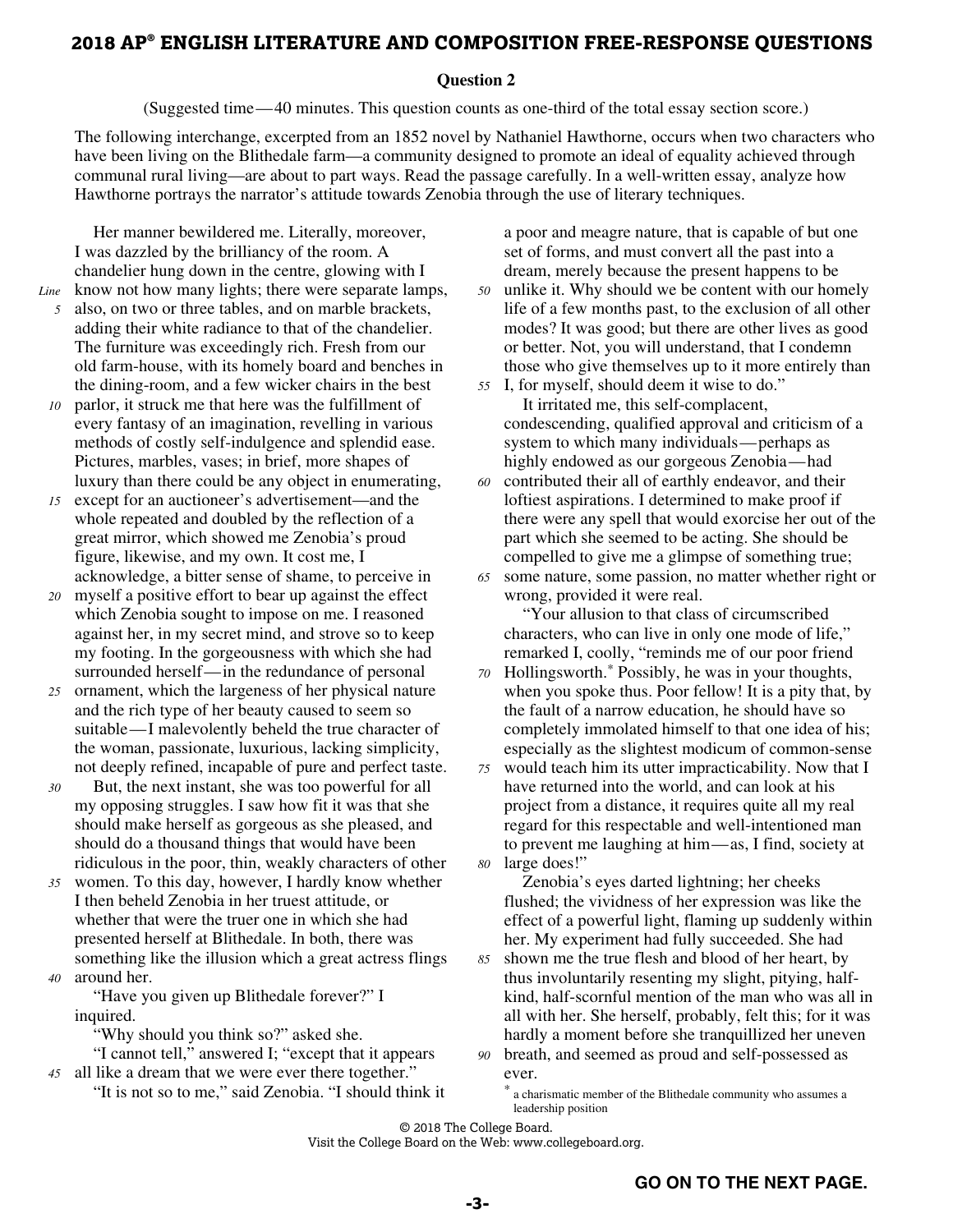# 2018 AP® ENGLISH LITERATURE AND COMPOSITION FREE-RESPONSE QUESTIONS

**Question 2**

(Suggested time—40 minutes. This question counts as one-third of the total essay section score.)

The following interchange, excerpted from an 1852 novel by Nathaniel Hawthorne, occurs when two characters who have been living on the Blithedale farm—a community designed to promote an ideal of equality achieved through communal rural living—are about to part ways. Read the passage carefully. In a well-written essay, analyze how Hawthorne portrays the narrator's attitude towards Zenobia through the use of literary techniques.

Her manner bewildered me. Literally, moreover, I was dazzled by the brilliancy of the room. A chandelier hung down in the centre, glowing with I know not how many lights; there were separate lamps, also, on two or three tables, and on marble brackets, adding their white radiance to that of the chandelier. The furniture was exceedingly rich. Fresh from our old farm-house, with its homely board and benches in the dining-room, and a few wicker chairs in the best parlor, it struck me that here was the fulfillment of every fantasy of an imagination, revelling in various methods of costly self-indulgence and splendid ease. Pictures, marbles, vases; in brief, more shapes of luxury than there could be any object in enumerating, except for an auctioneer's advertisement—and the whole repeated and doubled by the reflection of a great mirror, which showed me Zenobia's proud figure, likewise, and my own. It cost me, I acknowledge, a bitter sense of shame, to perceive in myself a positive effort to bear up against the effect which Zenobia sought to impose on me. I reasoned against her, in my secret mind, and strove so to keep my footing. In the gorgeousness with which she had surrounded herself—in the redundance of personal ornament, which the largeness of her physical nature and the rich type of her beauty caused to seem so suitable—I malevolently beheld the true character of the woman, passionate, luxurious, lacking simplicity, not deeply refined, incapable of pure and perfect taste.

But, the next instant, she was too powerful for all my opposing struggles. I saw how fit it was that she should make herself as gorgeous as she pleased, and should do a thousand things that would have been ridiculous in the poor, thin, weakly characters of other women. To this day, however, I hardly know whether I then beheld Zenobia in her truest attitude, or whether that were the truer one in which she had presented herself at Blithedale. In both, there was something like the illusion which a great actress flings around her.

"Have you given up Blithedale forever?" I inquired.

"Why should you think so?" asked she.

"I cannot tell," answered I; "except that it appears all like a dream that we were ever there together."

"It is not so to me," said Zenobia. "I should think it a poor and meagre nature, that is capable of but one set of forms, and must convert all the past into a dream, merely because the present happens to be unlike it. Why should we be content with our homely life of a few months past, to the exclusion of all other modes? It was good; but there are other lives as good or better. Not, you will understand, that I condemn those who give themselves up to it more entirely than I, for myself, should deem it wise to do."

It irritated me, this self-complacent, condescending, qualified approval and criticism of a system to which many individuals—perhaps as highly endowed as our gorgeous Zenobia—had contributed their all of earthly endeavor, and their loftiest aspirations. I determined to make proof if there were any spell that would exorcise her out of the part which she seemed to be acting. She should be compelled to give me a glimpse of something true; some nature, some passion, no matter whether right or wrong, provided it were real.

"Your allusion to that class of circumscribed characters, who can live in only one mode of life," remarked I, coolly, "reminds me of our poor friend Hollingsworth.* Possibly, he was in your thoughts, when you spoke thus. Poor fellow! It is a pity that, by the fault of a narrow education, he should have so completely immolated himself to that one idea of his; especially as the slightest modicum of common-sense would teach him its utter impracticability. Now that I have returned into the world, and can look at his project from a distance, it requires quite all my real regard for this respectable and well-intentioned man to prevent me laughing at him—as, I find, society at large does!"

Zenobia's eyes darted lightning; her cheeks flushed; the vividness of her expression was like the effect of a powerful light, flaming up suddenly within her. My experiment had fully succeeded. She had shown me the true flesh and blood of her heart, by thus involuntarily resenting my slight, pitying, half-kind, half-scornful mention of the man who was all in all with her. She herself, probably, felt this; for it was hardly a moment before she tranquillized her uneven breath, and seemed as proud and self-possessed as ever.

\* a charismatic member of the Blithedale community who assumes a leadership position

© 2018 The College Board.
Visit the College Board on the Web: www.collegeboard.org.

**GO ON TO THE NEXT PAGE.**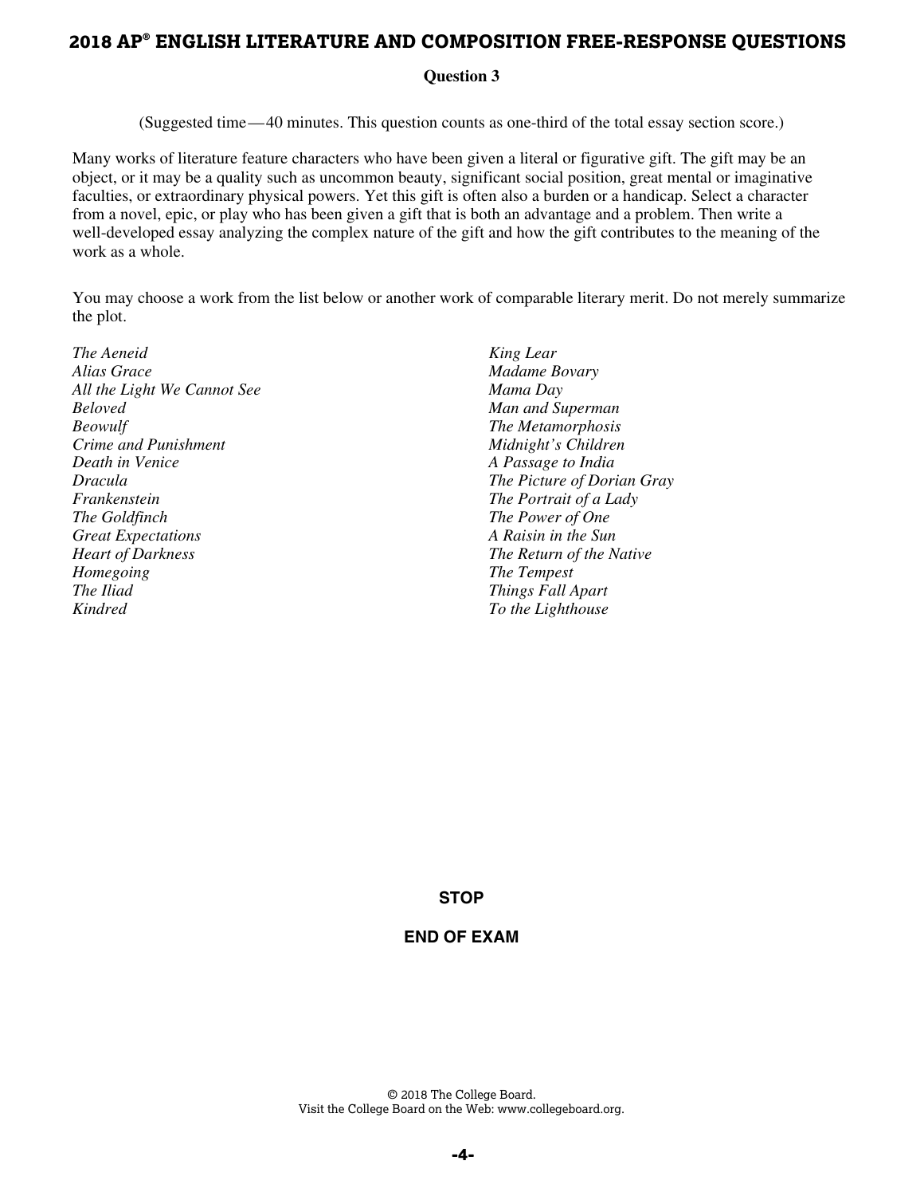**Question 3**

(Suggested time—40 minutes. This question counts as one-third of the total essay section score.)

Many works of literature feature characters who have been given a literal or figurative gift. The gift may be an object, or it may be a quality such as uncommon beauty, significant social position, great mental or imaginative faculties, or extraordinary physical powers. Yet this gift is often also a burden or a handicap. Select a character from a novel, epic, or play who has been given a gift that is both an advantage and a problem. Then write a well-developed essay analyzing the complex nature of the gift and how the gift contributes to the meaning of the work as a whole.

You may choose a work from the list below or another work of comparable literary merit. Do not merely summarize the plot.

*The Aeneid*
*Alias Grace*
*All the Light We Cannot See*
*Beloved*
*Beowulf*
*Crime and Punishment*
*Death in Venice*
*Dracula*
*Frankenstein*
*The Goldfinch*
*Great Expectations*
*Heart of Darkness*
*Homegoing*
*The Iliad*
*Kindred*
*King Lear*
*Madame Bovary*
*Mama Day*
*Man and Superman*
*The Metamorphosis*
*Midnight's Children*
*A Passage to India*
*The Picture of Dorian Gray*
*The Portrait of a Lady*
*The Power of One*
*A Raisin in the Sun*
*The Return of the Native*
*The Tempest*
*Things Fall Apart*
*To the Lighthouse*

**STOP**

**END OF EXAM**